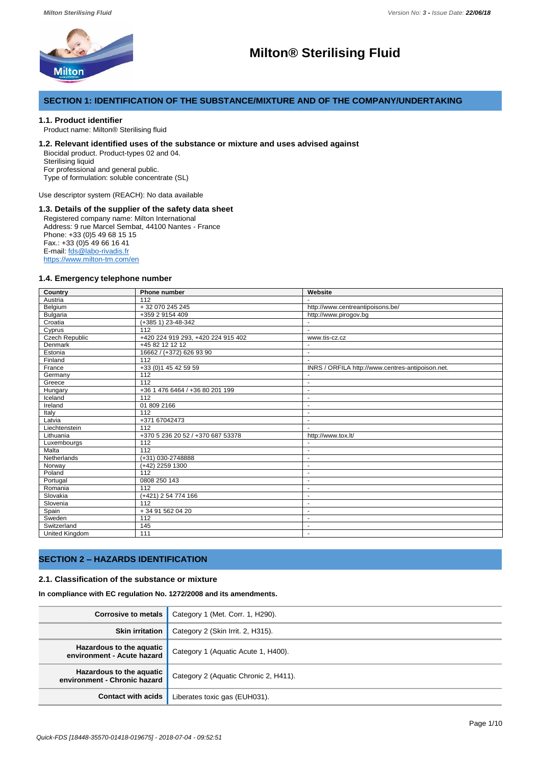# Milton® Sterilising Fluid

## SECTION 1: IDENTIFICATION OF THE SUBSTANCE/MIXTURE AND OF THE COMPANY/UNDERTAKING

### 1.1. Product identifier

Product name: Milton® Sterilising fluid

### 1.2. Relevant identified uses of the substance or mixture and uses advised against

Biocidal product. Product-types 02 and 04.
Sterilising liquid
For professional and general public.
Type of formulation: soluble concentrate (SL)

Use descriptor system (REACH): No data available

### 1.3. Details of the supplier of the safety data sheet

Registered company name: Milton International
Address: 9 rue Marcel Sembat, 44100 Nantes - France
Phone: +33 (0)5 49 68 15 15
Fax.: +33 (0)5 49 66 16 41
E-mail: fds@labo-rivadis.fr
https://www.milton-tm.com/en

### 1.4. Emergency telephone number

| Country | Phone number | Website |
|---|---|---|
| Austria | 112 | - |
| Belgium | + 32 070 245 245 | http://www.centreantipoisons.be/ |
| Bulgaria | +359 2 9154 409 | http://www.pirogov.bg |
| Croatia | (+385 1) 23-48-342 | - |
| Cyprus | 112 | - |
| Czech Republic | +420 224 919 293, +420 224 915 402 | www.tis-cz.cz |
| Denmark | +45 82 12 12 12 | - |
| Estonia | 16662 / (+372) 626 93 90 | - |
| Finland | 112 | - |
| France | +33 (0)1 45 42 59 59 | INRS / ORFILA http://www.centres-antipoison.net. |
| Germany | 112 | - |
| Greece | 112 | - |
| Hungary | +36 1 476 6464 / +36 80 201 199 | - |
| Iceland | 112 | - |
| Ireland | 01 809 2166 | - |
| Italy | 112 | - |
| Latvia | +371 67042473 | - |
| Liechtenstein | 112 | - |
| Lithuania | +370 5 236 20 52 / +370 687 53378 | http://www.tox.lt/ |
| Luxembourgs | 112 | - |
| Malta | 112 | - |
| Netherlands | (+31) 030-2748888 | - |
| Norway | (+42) 2259 1300 | - |
| Poland | 112 | - |
| Portugal | 0808 250 143 | - |
| Romania | 112 | - |
| Slovakia | (+421) 2 54 774 166 | - |
| Slovenia | 112 | - |
| Spain | + 34 91 562 04 20 | - |
| Sweden | 112 | - |
| Switzerland | 145 | - |
| United Kingdom | 111 | - |

## SECTION 2 – HAZARDS IDENTIFICATION

### 2.1. Classification of the substance or mixture

**In compliance with EC regulation No. 1272/2008 and its amendments.**

| | |
|---|---|
| **Corrosive to metals** | Category 1 (Met. Corr. 1, H290). |
| **Skin irritation** | Category 2 (Skin Irrit. 2, H315). |
| **Hazardous to the aquatic environment - Acute hazard** | Category 1 (Aquatic Acute 1, H400). |
| **Hazardous to the aquatic environment - Chronic hazard** | Category 2 (Aquatic Chronic 2, H411). |
| **Contact with acids** | Liberates toxic gas (EUH031). |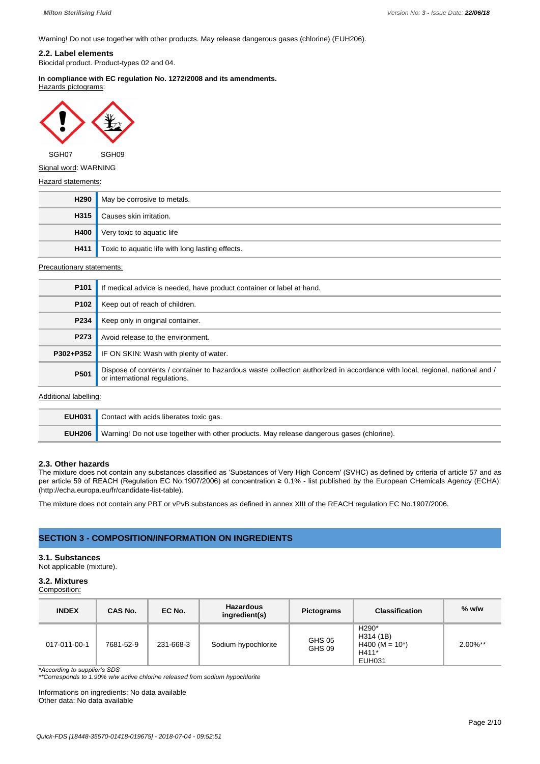Warning! Do not use together with other products. May release dangerous gases (chlorine) (EUH206).

### 2.2. Label elements

Biocidal product. Product-types 02 and 04.

**In compliance with EC regulation No. 1272/2008 and its amendments.**

Hazards pictograms:

SGH07 SGH09

Signal word: WARNING

Hazard statements:

| | |
|---|---|
| **H290** | May be corrosive to metals. |
| **H315** | Causes skin irritation. |
| **H400** | Very toxic to aquatic life |
| **H411** | Toxic to aquatic life with long lasting effects. |

Precautionary statements:

| | |
|---|---|
| **P101** | If medical advice is needed, have product container or label at hand. |
| **P102** | Keep out of reach of children. |
| **P234** | Keep only in original container. |
| **P273** | Avoid release to the environment. |
| **P302+P352** | IF ON SKIN: Wash with plenty of water. |
| **P501** | Dispose of contents / container to hazardous waste collection authorized in accordance with local, regional, national and / or international regulations. |

Additional labelling:

| | |
|---|---|
| **EUH031** | Contact with acids liberates toxic gas. |
| **EUH206** | Warning! Do not use together with other products. May release dangerous gases (chlorine). |

### 2.3. Other hazards

The mixture does not contain any substances classified as 'Substances of Very High Concern' (SVHC) as defined by criteria of article 57 and as per article 59 of REACH (Regulation EC No.1907/2006) at concentration ≥ 0.1% - list published by the European CHemicals Agency (ECHA): (http://echa.europa.eu/fr/candidate-list-table).

The mixture does not contain any PBT or vPvB substances as defined in annex XIII of the REACH regulation EC No.1907/2006.

## SECTION 3 - COMPOSITION/INFORMATION ON INGREDIENTS

### 3.1. Substances

Not applicable (mixture).

### 3.2. Mixtures

Composition:

| INDEX | CAS No. | EC No. | Hazardous ingredient(s) | Pictograms | Classification | % w/w |
|---|---|---|---|---|---|---|
| 017-011-00-1 | 7681-52-9 | 231-668-3 | Sodium hypochlorite | GHS 05 GHS 09 | H290* H314 (1B) H400 (M = 10*) H411* EUH031 | 2.00%** |

*\*According to supplier's SDS*

*\*\*Corresponds to 1.90% w/w active chlorine released from sodium hypochlorite*

Informations on ingredients: No data available
Other data: No data available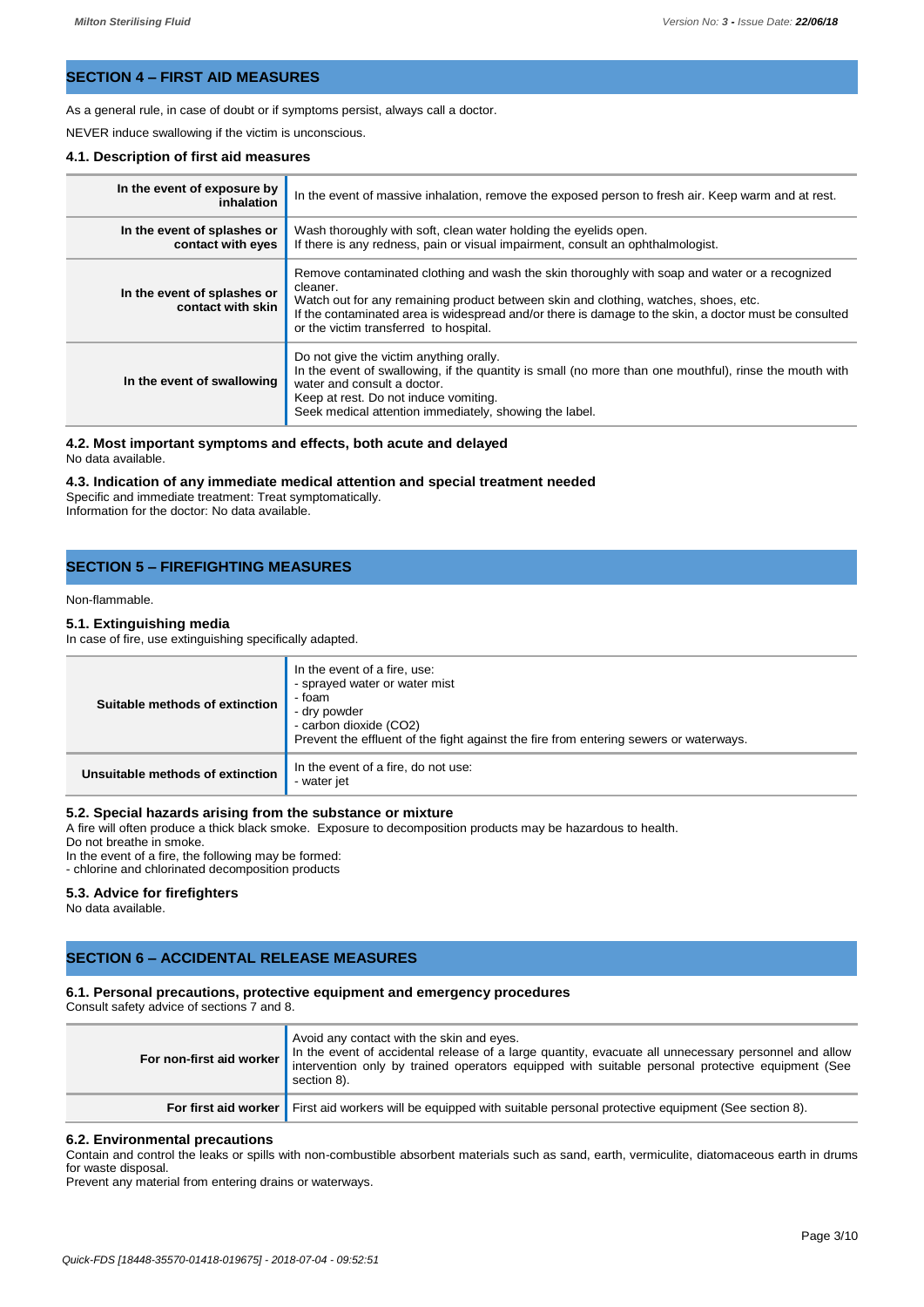## SECTION 4 – FIRST AID MEASURES

As a general rule, in case of doubt or if symptoms persist, always call a doctor.

NEVER induce swallowing if the victim is unconscious.

### 4.1. Description of first aid measures

| | |
|---|---|
| **In the event of exposure by inhalation** | In the event of massive inhalation, remove the exposed person to fresh air. Keep warm and at rest. |
| **In the event of splashes or contact with eyes** | Wash thoroughly with soft, clean water holding the eyelids open.<br>If there is any redness, pain or visual impairment, consult an ophthalmologist. |
| **In the event of splashes or contact with skin** | Remove contaminated clothing and wash the skin thoroughly with soap and water or a recognized cleaner.<br>Watch out for any remaining product between skin and clothing, watches, shoes, etc.<br>If the contaminated area is widespread and/or there is damage to the skin, a doctor must be consulted or the victim transferred to hospital. |
| **In the event of swallowing** | Do not give the victim anything orally.<br>In the event of swallowing, if the quantity is small (no more than one mouthful), rinse the mouth with water and consult a doctor.<br>Keep at rest. Do not induce vomiting.<br>Seek medical attention immediately, showing the label. |

### 4.2. Most important symptoms and effects, both acute and delayed

No data available.

### 4.3. Indication of any immediate medical attention and special treatment needed

Specific and immediate treatment: Treat symptomatically.
Information for the doctor: No data available.

## SECTION 5 – FIREFIGHTING MEASURES

Non-flammable.

### 5.1. Extinguishing media

In case of fire, use extinguishing specifically adapted.

| | |
|---|---|
| **Suitable methods of extinction** | In the event of a fire, use:<br>- sprayed water or water mist<br>- foam<br>- dry powder<br>- carbon dioxide (CO2)<br>Prevent the effluent of the fight against the fire from entering sewers or waterways. |
| **Unsuitable methods of extinction** | In the event of a fire, do not use:<br>- water jet |

### 5.2. Special hazards arising from the substance or mixture

A fire will often produce a thick black smoke. Exposure to decomposition products may be hazardous to health.
Do not breathe in smoke.
In the event of a fire, the following may be formed:
- chlorine and chlorinated decomposition products

### 5.3. Advice for firefighters

No data available.

## SECTION 6 – ACCIDENTAL RELEASE MEASURES

### 6.1. Personal precautions, protective equipment and emergency procedures

Consult safety advice of sections 7 and 8.

| | |
|---|---|
| **For non-first aid worker** | Avoid any contact with the skin and eyes.<br>In the event of accidental release of a large quantity, evacuate all unnecessary personnel and allow intervention only by trained operators equipped with suitable personal protective equipment (See section 8). |
| **For first aid worker** | First aid workers will be equipped with suitable personal protective equipment (See section 8). |

### 6.2. Environmental precautions

Contain and control the leaks or spills with non-combustible absorbent materials such as sand, earth, vermiculite, diatomaceous earth in drums for waste disposal.
Prevent any material from entering drains or waterways.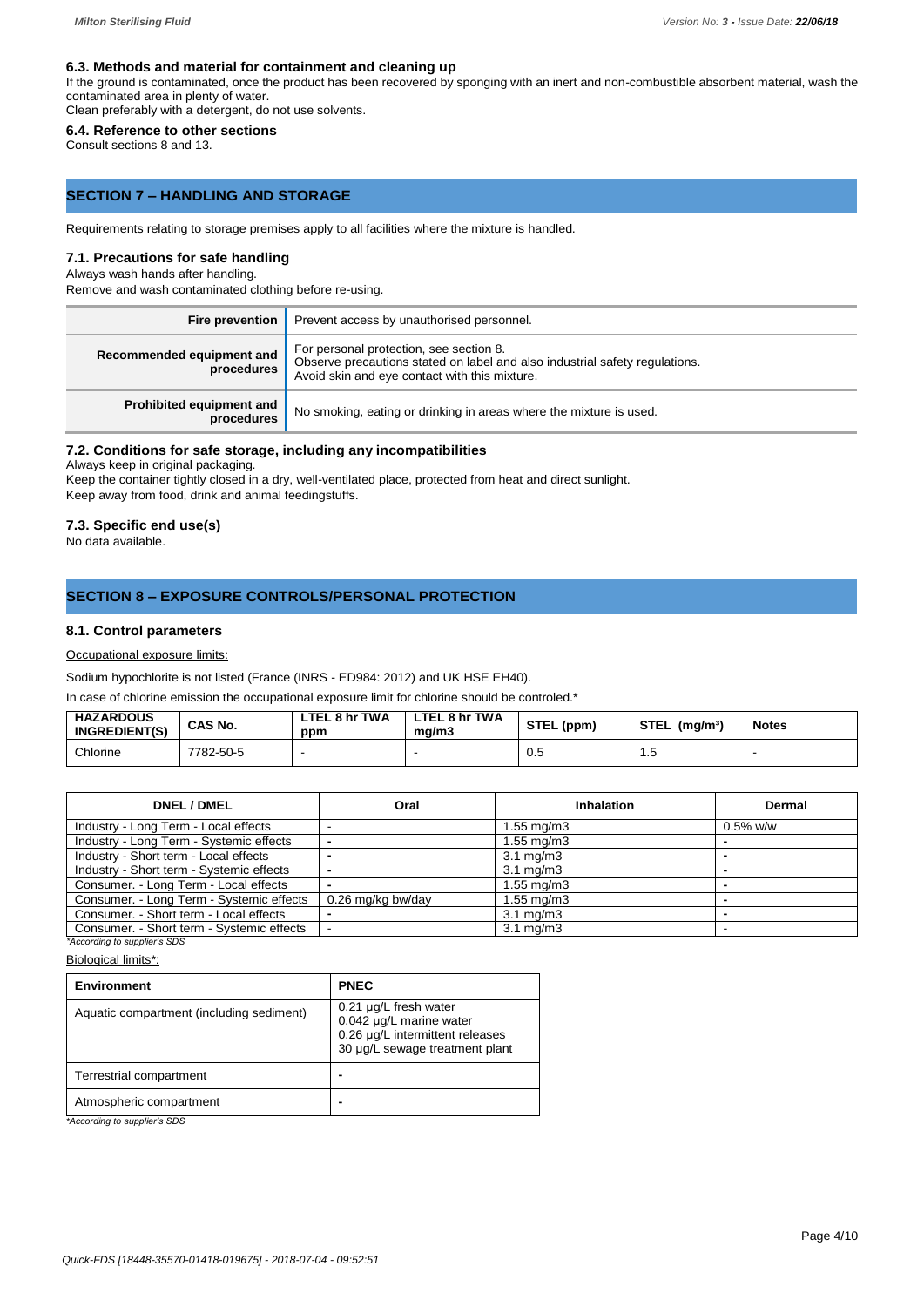### 6.3. Methods and material for containment and cleaning up

If the ground is contaminated, once the product has been recovered by sponging with an inert and non-combustible absorbent material, wash the contaminated area in plenty of water.
Clean preferably with a detergent, do not use solvents.

### 6.4. Reference to other sections

Consult sections 8 and 13.

## SECTION 7 – HANDLING AND STORAGE

Requirements relating to storage premises apply to all facilities where the mixture is handled.

### 7.1. Precautions for safe handling

Always wash hands after handling.
Remove and wash contaminated clothing before re-using.

| | |
|---|---|
| **Fire prevention** | Prevent access by unauthorised personnel. |
| **Recommended equipment and procedures** | For personal protection, see section 8.<br>Observe precautions stated on label and also industrial safety regulations.<br>Avoid skin and eye contact with this mixture. |
| **Prohibited equipment and procedures** | No smoking, eating or drinking in areas where the mixture is used. |

### 7.2. Conditions for safe storage, including any incompatibilities

Always keep in original packaging.
Keep the container tightly closed in a dry, well-ventilated place, protected from heat and direct sunlight.
Keep away from food, drink and animal feedingstuffs.

### 7.3. Specific end use(s)

No data available.

## SECTION 8 – EXPOSURE CONTROLS/PERSONAL PROTECTION

### 8.1. Control parameters

Occupational exposure limits:

Sodium hypochlorite is not listed (France (INRS - ED984: 2012) and UK HSE EH40).

In case of chlorine emission the occupational exposure limit for chlorine should be controled.*

| HAZARDOUS INGREDIENT(S) | CAS No. | LTEL 8 hr TWA ppm | LTEL 8 hr TWA mg/m3 | STEL (ppm) | STEL (mg/m³) | Notes |
|---|---|---|---|---|---|---|
| Chlorine | 7782-50-5 | - | - | 0.5 | 1.5 | - |

| DNEL / DMEL | Oral | Inhalation | Dermal |
|---|---|---|---|
| Industry - Long Term - Local effects | - | 1.55 mg/m3 | 0.5% w/w |
| Industry - Long Term - Systemic effects | - | 1.55 mg/m3 | - |
| Industry - Short term - Local effects | - | 3.1 mg/m3 | - |
| Industry - Short term - Systemic effects | - | 3.1 mg/m3 | - |
| Consumer. - Long Term - Local effects | - | 1.55 mg/m3 | - |
| Consumer. - Long Term - Systemic effects | 0.26 mg/kg bw/day | 1.55 mg/m3 | - |
| Consumer. - Short term - Local effects | - | 3.1 mg/m3 | - |
| Consumer. - Short term - Systemic effects | - | 3.1 mg/m3 | - |

*\*According to supplier's SDS*

Biological limits*:

| Environment | PNEC |
|---|---|
| Aquatic compartment (including sediment) | 0.21 µg/L fresh water<br>0.042 µg/L marine water<br>0.26 µg/L intermittent releases<br>30 µg/L sewage treatment plant |
| Terrestrial compartment | - |
| Atmospheric compartment | - |

*\*According to supplier's SDS*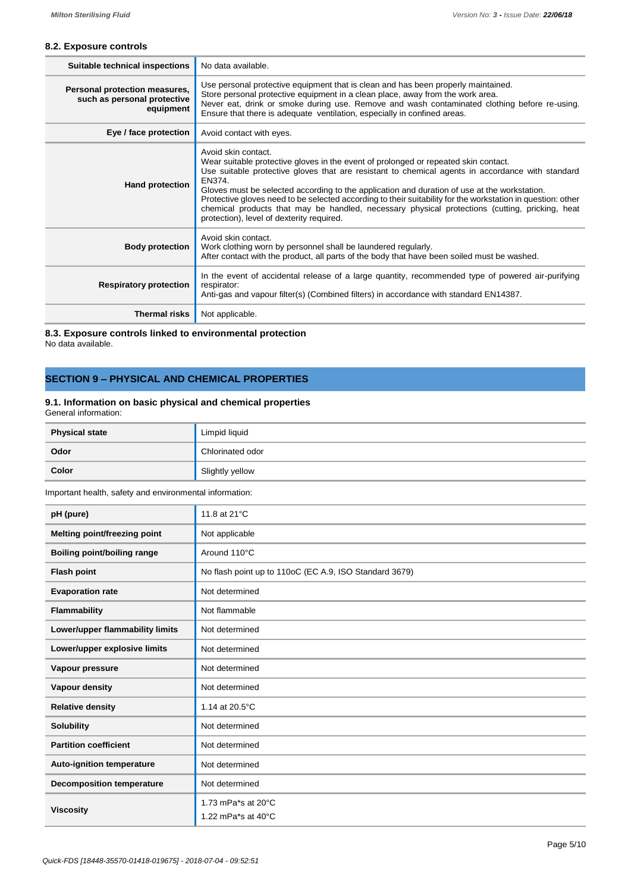### 8.2. Exposure controls

| | |
|---|---|
| **Suitable technical inspections** | No data available. |
| **Personal protection measures, such as personal protective equipment** | Use personal protective equipment that is clean and has been properly maintained. Store personal protective equipment in a clean place, away from the work area. Never eat, drink or smoke during use. Remove and wash contaminated clothing before re-using. Ensure that there is adequate ventilation, especially in confined areas. |
| **Eye / face protection** | Avoid contact with eyes. |
| **Hand protection** | Avoid skin contact. Wear suitable protective gloves in the event of prolonged or repeated skin contact. Use suitable protective gloves that are resistant to chemical agents in accordance with standard EN374. Gloves must be selected according to the application and duration of use at the workstation. Protective gloves need to be selected according to their suitability for the workstation in question: other chemical products that may be handled, necessary physical protections (cutting, pricking, heat protection), level of dexterity required. |
| **Body protection** | Avoid skin contact. Work clothing worn by personnel shall be laundered regularly. After contact with the product, all parts of the body that have been soiled must be washed. |
| **Respiratory protection** | In the event of accidental release of a large quantity, recommended type of powered air-purifying respirator: Anti-gas and vapour filter(s) (Combined filters) in accordance with standard EN14387. |
| **Thermal risks** | Not applicable. |

### 8.3. Exposure controls linked to environmental protection

No data available.

## SECTION 9 – PHYSICAL AND CHEMICAL PROPERTIES

### 9.1. Information on basic physical and chemical properties

General information:

| | |
|---|---|
| **Physical state** | Limpid liquid |
| **Odor** | Chlorinated odor |
| **Color** | Slightly yellow |

Important health, safety and environmental information:

| | |
|---|---|
| **pH (pure)** | 11.8 at 21°C |
| **Melting point/freezing point** | Not applicable |
| **Boiling point/boiling range** | Around 110°C |
| **Flash point** | No flash point up to 110oC (EC A.9, ISO Standard 3679) |
| **Evaporation rate** | Not determined |
| **Flammability** | Not flammable |
| **Lower/upper flammability limits** | Not determined |
| **Lower/upper explosive limits** | Not determined |
| **Vapour pressure** | Not determined |
| **Vapour density** | Not determined |
| **Relative density** | 1.14 at 20.5°C |
| **Solubility** | Not determined |
| **Partition coefficient** | Not determined |
| **Auto-ignition temperature** | Not determined |
| **Decomposition temperature** | Not determined |
| **Viscosity** | 1.73 mPa*s at 20°C<br>1.22 mPa*s at 40°C |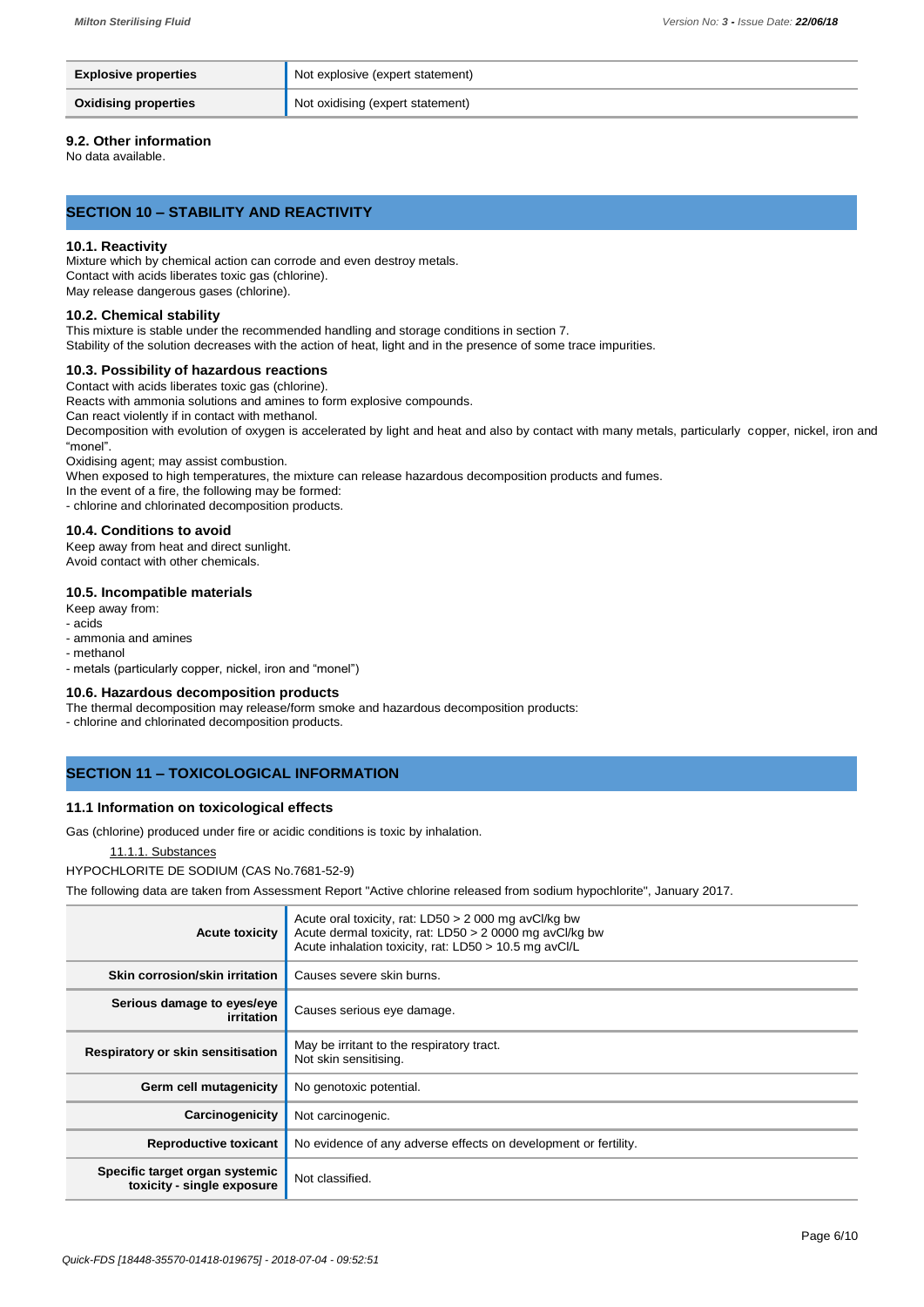| | |
|---|---|
| **Explosive properties** | Not explosive (expert statement) |
| **Oxidising properties** | Not oxidising (expert statement) |

### 9.2. Other information

No data available.

## SECTION 10 – STABILITY AND REACTIVITY

### 10.1. Reactivity

Mixture which by chemical action can corrode and even destroy metals.
Contact with acids liberates toxic gas (chlorine).
May release dangerous gases (chlorine).

### 10.2. Chemical stability

This mixture is stable under the recommended handling and storage conditions in section 7.
Stability of the solution decreases with the action of heat, light and in the presence of some trace impurities.

### 10.3. Possibility of hazardous reactions

Contact with acids liberates toxic gas (chlorine).
Reacts with ammonia solutions and amines to form explosive compounds.
Can react violently if in contact with methanol.
Decomposition with evolution of oxygen is accelerated by light and heat and also by contact with many metals, particularly copper, nickel, iron and "monel".
Oxidising agent; may assist combustion.
When exposed to high temperatures, the mixture can release hazardous decomposition products and fumes.
In the event of a fire, the following may be formed:
- chlorine and chlorinated decomposition products.

### 10.4. Conditions to avoid

Keep away from heat and direct sunlight.
Avoid contact with other chemicals.

### 10.5. Incompatible materials

Keep away from:
- acids
- ammonia and amines
- methanol
- metals (particularly copper, nickel, iron and "monel")

### 10.6. Hazardous decomposition products

The thermal decomposition may release/form smoke and hazardous decomposition products:
- chlorine and chlorinated decomposition products.

## SECTION 11 – TOXICOLOGICAL INFORMATION

### 11.1 Information on toxicological effects

Gas (chlorine) produced under fire or acidic conditions is toxic by inhalation.

11.1.1. Substances

HYPOCHLORITE DE SODIUM (CAS No.7681-52-9)

The following data are taken from Assessment Report "Active chlorine released from sodium hypochlorite", January 2017.

| | |
|---|---|
| **Acute toxicity** | Acute oral toxicity, rat: LD50 > 2 000 mg avCl/kg bw<br>Acute dermal toxicity, rat: LD50 > 2 0000 mg avCl/kg bw<br>Acute inhalation toxicity, rat: LD50 > 10.5 mg avCl/L |
| **Skin corrosion/skin irritation** | Causes severe skin burns. |
| **Serious damage to eyes/eye irritation** | Causes serious eye damage. |
| **Respiratory or skin sensitisation** | May be irritant to the respiratory tract.<br>Not skin sensitising. |
| **Germ cell mutagenicity** | No genotoxic potential. |
| **Carcinogenicity** | Not carcinogenic. |
| **Reproductive toxicant** | No evidence of any adverse effects on development or fertility. |
| **Specific target organ systemic toxicity - single exposure** | Not classified. |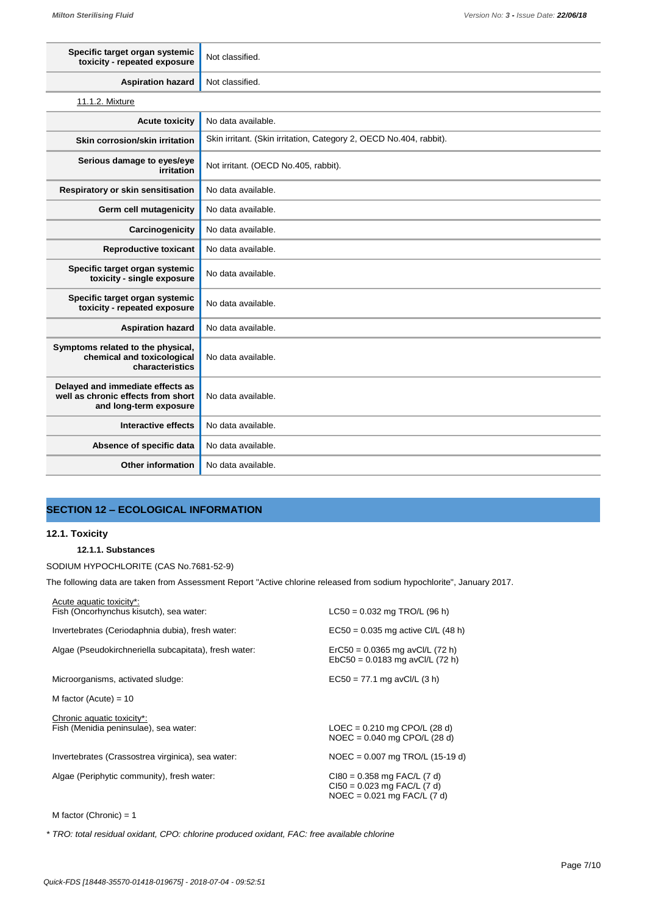| | |
|---|---|
| **Specific target organ systemic toxicity - repeated exposure** | Not classified. |
| **Aspiration hazard** | Not classified. |

11.1.2. Mixture

| | |
|---|---|
| **Acute toxicity** | No data available. |
| **Skin corrosion/skin irritation** | Skin irritant. (Skin irritation, Category 2, OECD No.404, rabbit). |
| **Serious damage to eyes/eye irritation** | Not irritant. (OECD No.405, rabbit). |
| **Respiratory or skin sensitisation** | No data available. |
| **Germ cell mutagenicity** | No data available. |
| **Carcinogenicity** | No data available. |
| **Reproductive toxicant** | No data available. |
| **Specific target organ systemic toxicity - single exposure** | No data available. |
| **Specific target organ systemic toxicity - repeated exposure** | No data available. |
| **Aspiration hazard** | No data available. |
| **Symptoms related to the physical, chemical and toxicological characteristics** | No data available. |
| **Delayed and immediate effects as well as chronic effects from short and long-term exposure** | No data available. |
| **Interactive effects** | No data available. |
| **Absence of specific data** | No data available. |
| **Other information** | No data available. |

## SECTION 12 – ECOLOGICAL INFORMATION

### 12.1. Toxicity

#### 12.1.1. Substances

SODIUM HYPOCHLORITE (CAS No.7681-52-9)

The following data are taken from Assessment Report "Active chlorine released from sodium hypochlorite", January 2017.

Acute aquatic toxicity*:

| | |
|---|---|
| Fish (Oncorhynchus kisutch), sea water: | LC50 = 0.032 mg TRO/L (96 h) |
| Invertebrates (Ceriodaphnia dubia), fresh water: | EC50 = 0.035 mg active Cl/L (48 h) |
| Algae (Pseudokirchneriella subcapitata), fresh water: | ErC50 = 0.0365 mg avCl/L (72 h)<br>EbC50 = 0.0183 mg avCl/L (72 h) |
| Microorganisms, activated sludge: | EC50 = 77.1 mg avCl/L (3 h) |

M factor (Acute) = 10

Chronic aquatic toxicity*:

| | |
|---|---|
| Fish (Menidia peninsulae), sea water: | LOEC = 0.210 mg CPO/L (28 d)<br>NOEC = 0.040 mg CPO/L (28 d) |
| Invertebrates (Crassostrea virginica), sea water: | NOEC = 0.007 mg TRO/L (15-19 d) |
| Algae (Periphytic community), fresh water: | CI80 = 0.358 mg FAC/L (7 d)<br>CI50 = 0.023 mg FAC/L (7 d)<br>NOEC = 0.021 mg FAC/L (7 d) |

M factor (Chronic) = 1

*\* TRO: total residual oxidant, CPO: chlorine produced oxidant, FAC: free available chlorine*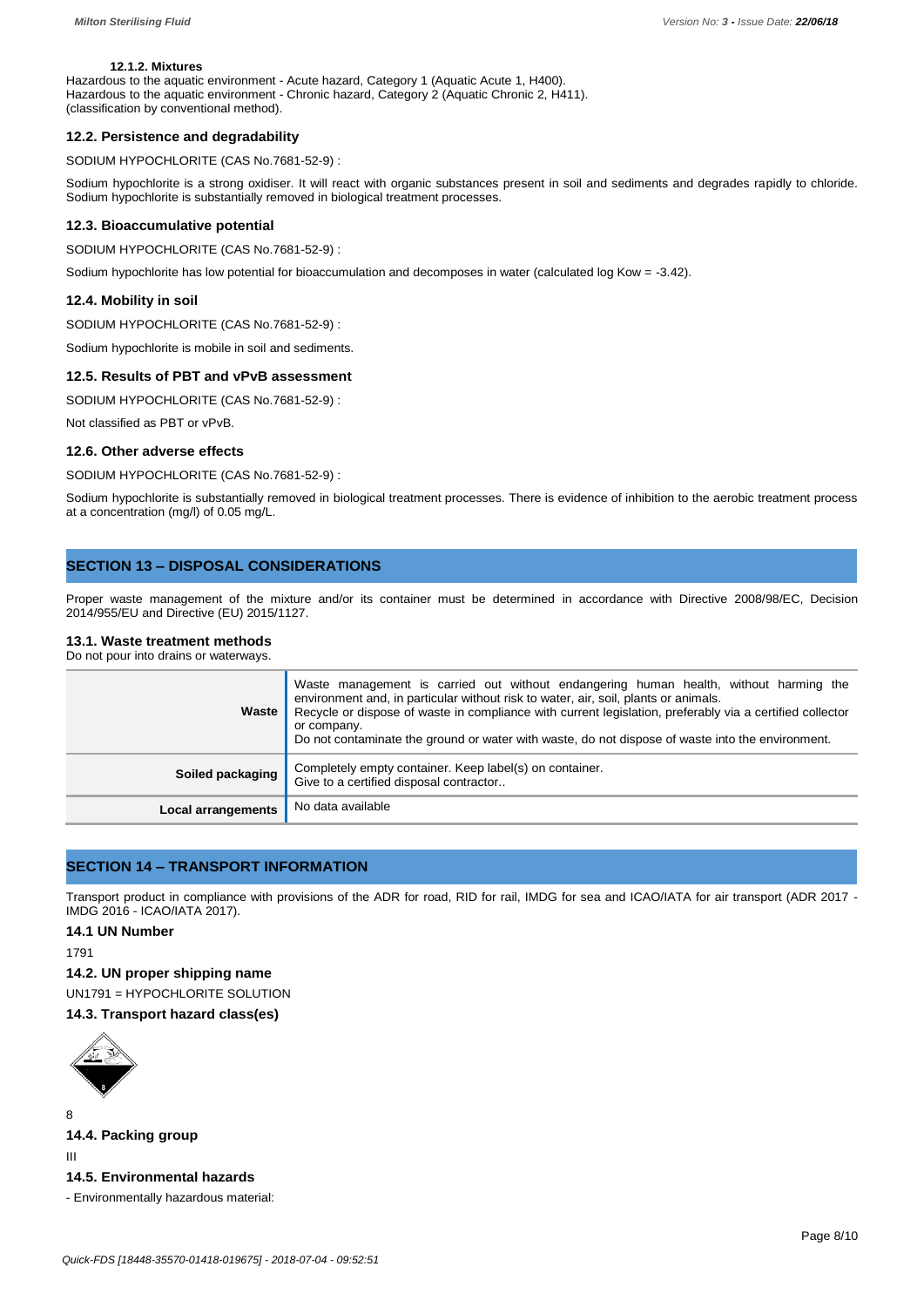#### 12.1.2. Mixtures

Hazardous to the aquatic environment - Acute hazard, Category 1 (Aquatic Acute 1, H400).
Hazardous to the aquatic environment - Chronic hazard, Category 2 (Aquatic Chronic 2, H411).
(classification by conventional method).

### 12.2. Persistence and degradability

SODIUM HYPOCHLORITE (CAS No.7681-52-9) :

Sodium hypochlorite is a strong oxidiser. It will react with organic substances present in soil and sediments and degrades rapidly to chloride. Sodium hypochlorite is substantially removed in biological treatment processes.

### 12.3. Bioaccumulative potential

SODIUM HYPOCHLORITE (CAS No.7681-52-9) :

Sodium hypochlorite has low potential for bioaccumulation and decomposes in water (calculated log Kow = -3.42).

### 12.4. Mobility in soil

SODIUM HYPOCHLORITE (CAS No.7681-52-9) :

Sodium hypochlorite is mobile in soil and sediments.

### 12.5. Results of PBT and vPvB assessment

SODIUM HYPOCHLORITE (CAS No.7681-52-9) :

Not classified as PBT or vPvB.

### 12.6. Other adverse effects

SODIUM HYPOCHLORITE (CAS No.7681-52-9) :

Sodium hypochlorite is substantially removed in biological treatment processes. There is evidence of inhibition to the aerobic treatment process at a concentration (mg/l) of 0.05 mg/L.

## SECTION 13 – DISPOSAL CONSIDERATIONS

Proper waste management of the mixture and/or its container must be determined in accordance with Directive 2008/98/EC, Decision 2014/955/EU and Directive (EU) 2015/1127.

### 13.1. Waste treatment methods

Do not pour into drains or waterways.

| | |
|---|---|
| **Waste** | Waste management is carried out without endangering human health, without harming the environment and, in particular without risk to water, air, soil, plants or animals. Recycle or dispose of waste in compliance with current legislation, preferably via a certified collector or company. Do not contaminate the ground or water with waste, do not dispose of waste into the environment. |
| **Soiled packaging** | Completely empty container. Keep label(s) on container. Give to a certified disposal contractor.. |
| **Local arrangements** | No data available |

## SECTION 14 – TRANSPORT INFORMATION

Transport product in compliance with provisions of the ADR for road, RID for rail, IMDG for sea and ICAO/IATA for air transport (ADR 2017 - IMDG 2016 - ICAO/IATA 2017).

### 14.1 UN Number

1791

### 14.2. UN proper shipping name

UN1791 = HYPOCHLORITE SOLUTION

### 14.3. Transport hazard class(es)

8

### 14.4. Packing group

III

### 14.5. Environmental hazards

- Environmentally hazardous material: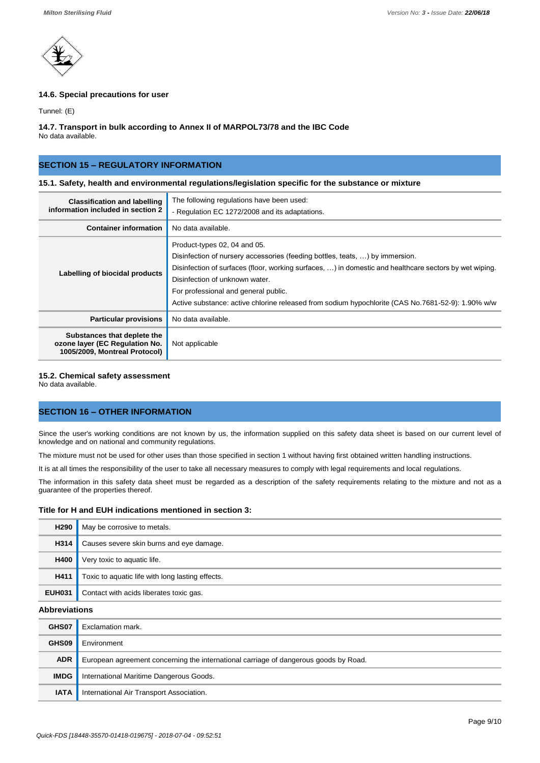### 14.6. Special precautions for user

Tunnel: (E)

### 14.7. Transport in bulk according to Annex II of MARPOL73/78 and the IBC Code

No data available.

## SECTION 15 – REGULATORY INFORMATION

### 15.1. Safety, health and environmental regulations/legislation specific for the substance or mixture

| | |
|---|---|
| **Classification and labelling information included in section 2** | The following regulations have been used:<br>- Regulation EC 1272/2008 and its adaptations. |
| **Container information** | No data available. |
| **Labelling of biocidal products** | Product-types 02, 04 and 05.<br>Disinfection of nursery accessories (feeding bottles, teats, …) by immersion.<br>Disinfection of surfaces (floor, working surfaces, …) in domestic and healthcare sectors by wet wiping.<br>Disinfection of unknown water.<br>For professional and general public.<br>Active substance: active chlorine released from sodium hypochlorite (CAS No.7681-52-9): 1.90% w/w |
| **Particular provisions** | No data available. |
| **Substances that deplete the ozone layer (EC Regulation No. 1005/2009, Montreal Protocol)** | Not applicable |

### 15.2. Chemical safety assessment

No data available.

## SECTION 16 – OTHER INFORMATION

Since the user's working conditions are not known by us, the information supplied on this safety data sheet is based on our current level of knowledge and on national and community regulations.

The mixture must not be used for other uses than those specified in section 1 without having first obtained written handling instructions.

It is at all times the responsibility of the user to take all necessary measures to comply with legal requirements and local regulations.

The information in this safety data sheet must be regarded as a description of the safety requirements relating to the mixture and not as a guarantee of the properties thereof.

### Title for H and EUH indications mentioned in section 3:

| | |
|---|---|
| **H290** | May be corrosive to metals. |
| **H314** | Causes severe skin burns and eye damage. |
| **H400** | Very toxic to aquatic life. |
| **H411** | Toxic to aquatic life with long lasting effects. |
| **EUH031** | Contact with acids liberates toxic gas. |

### Abbreviations

| | |
|---|---|
| **GHS07** | Exclamation mark. |
| **GHS09** | Environment |
| **ADR** | European agreement concerning the international carriage of dangerous goods by Road. |
| **IMDG** | International Maritime Dangerous Goods. |
| **IATA** | International Air Transport Association. |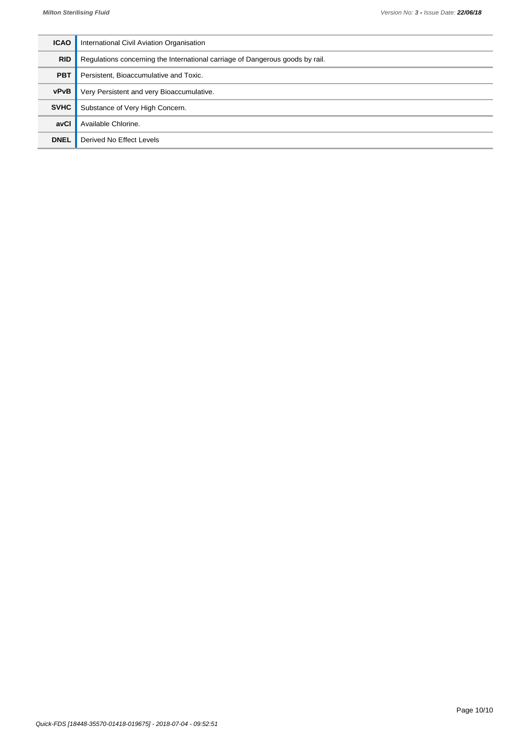| | |
|---|---|
| **ICAO** | International Civil Aviation Organisation |
| **RID** | Regulations concerning the International carriage of Dangerous goods by rail. |
| **PBT** | Persistent, Bioaccumulative and Toxic. |
| **vPvB** | Very Persistent and very Bioaccumulative. |
| **SVHC** | Substance of Very High Concern. |
| **avCl** | Available Chlorine. |
| **DNEL** | Derived No Effect Levels |